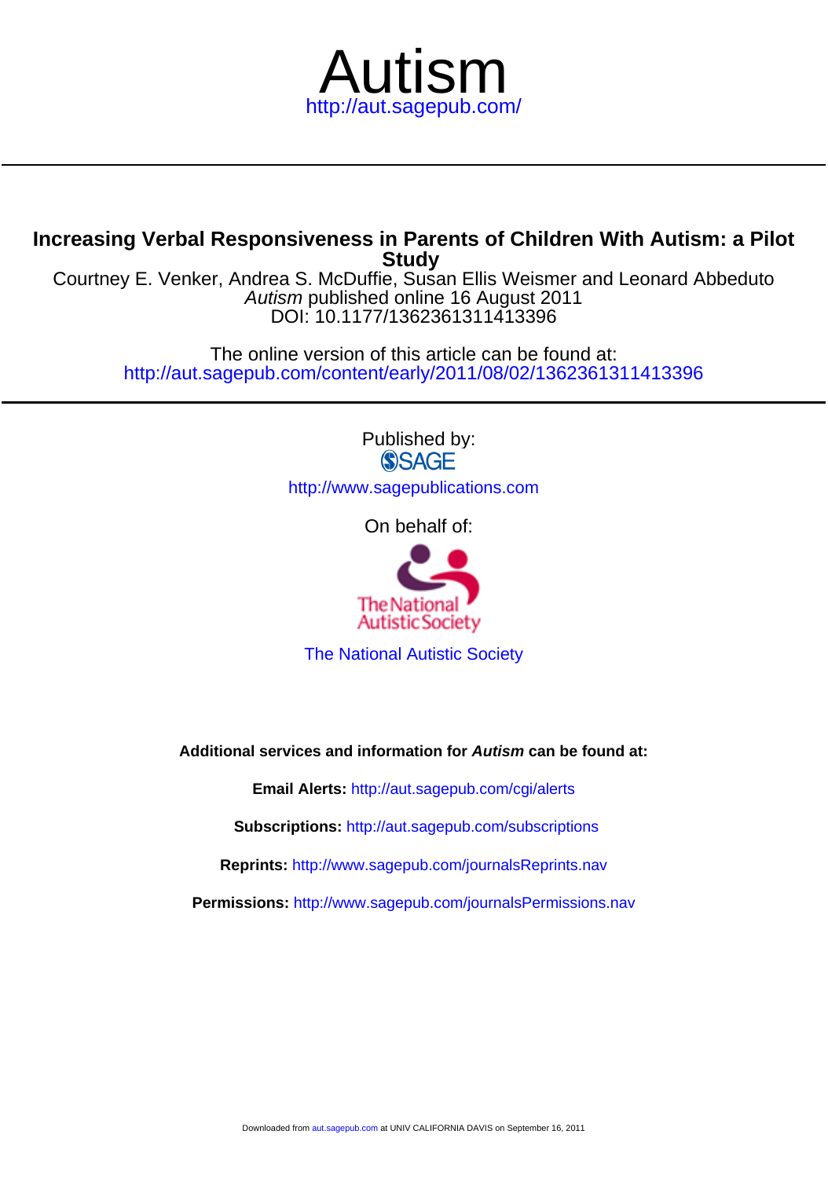# Autism

http://aut.sagepub.com/

## Increasing Verbal Responsiveness in Parents of Children With Autism: a Pilot Study

Courtney E. Venker, Andrea S. McDuffie, Susan Ellis Weismer and Leonard Abbeduto

*Autism* published online 16 August 2011

DOI: 10.1177/1362361311413396

The online version of this article can be found at:

http://aut.sagepub.com/content/early/2011/08/02/1362361311413396

Published by:

SAGE

http://www.sagepublications.com

On behalf of:

The National Autistic Society

The National Autistic Society

**Additional services and information for *Autism* can be found at:**

**Email Alerts:** http://aut.sagepub.com/cgi/alerts

**Subscriptions:** http://aut.sagepub.com/subscriptions

**Reprints:** http://www.sagepub.com/journalsReprints.nav

**Permissions:** http://www.sagepub.com/journalsPermissions.nav

Downloaded from aut.sagepub.com at UNIV CALIFORNIA DAVIS on September 16, 2011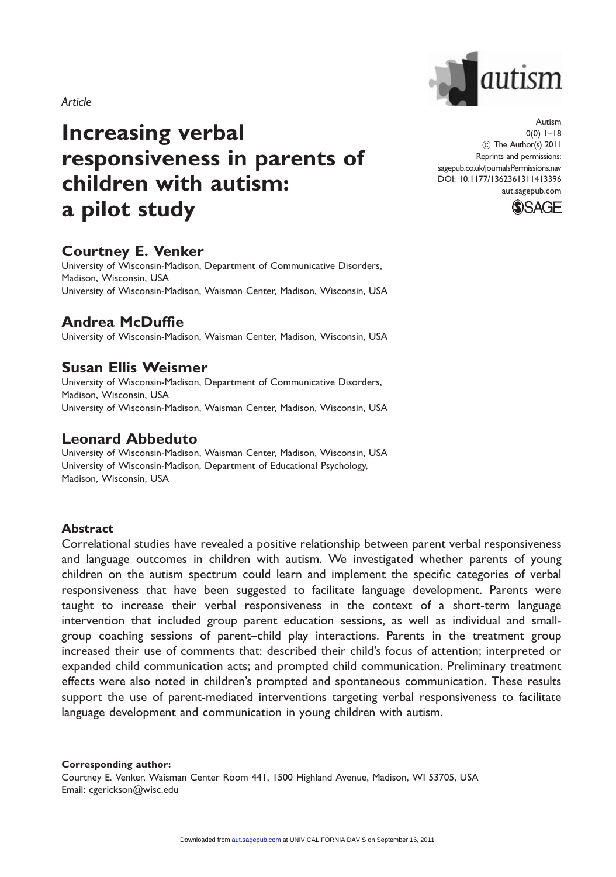Article

# Increasing verbal responsiveness in parents of children with autism: a pilot study

## Courtney E. Venker

University of Wisconsin-Madison, Department of Communicative Disorders, Madison, Wisconsin, USA
University of Wisconsin-Madison, Waisman Center, Madison, Wisconsin, USA

## Andrea McDuffie

University of Wisconsin-Madison, Waisman Center, Madison, Wisconsin, USA

## Susan Ellis Weismer

University of Wisconsin-Madison, Department of Communicative Disorders, Madison, Wisconsin, USA
University of Wisconsin-Madison, Waisman Center, Madison, Wisconsin, USA

## Leonard Abbeduto

University of Wisconsin-Madison, Waisman Center, Madison, Wisconsin, USA
University of Wisconsin-Madison, Department of Educational Psychology, Madison, Wisconsin, USA

### Abstract

Correlational studies have revealed a positive relationship between parent verbal responsiveness and language outcomes in children with autism. We investigated whether parents of young children on the autism spectrum could learn and implement the specific categories of verbal responsiveness that have been suggested to facilitate language development. Parents were taught to increase their verbal responsiveness in the context of a short-term language intervention that included group parent education sessions, as well as individual and small-group coaching sessions of parent–child play interactions. Parents in the treatment group increased their use of comments that: described their child's focus of attention; interpreted or expanded child communication acts; and prompted child communication. Preliminary treatment effects were also noted in children's prompted and spontaneous communication. These results support the use of parent-mediated interventions targeting verbal responsiveness to facilitate language development and communication in young children with autism.

**Corresponding author:**
Courtney E. Venker, Waisman Center Room 441, 1500 Highland Avenue, Madison, WI 53705, USA
Email: cgerickson@wisc.edu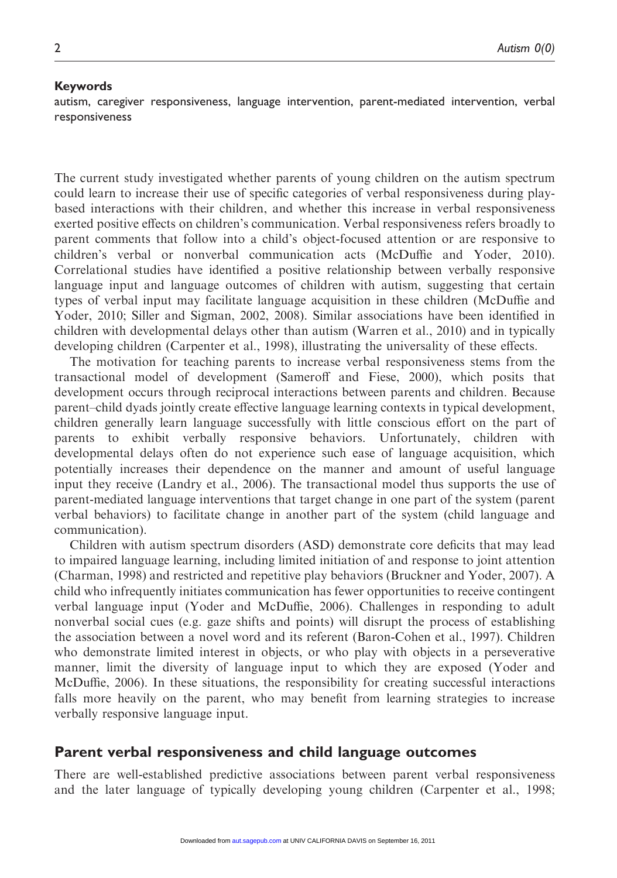**Keywords**

autism, caregiver responsiveness, language intervention, parent-mediated intervention, verbal responsiveness

The current study investigated whether parents of young children on the autism spectrum could learn to increase their use of specific categories of verbal responsiveness during play-based interactions with their children, and whether this increase in verbal responsiveness exerted positive effects on children's communication. Verbal responsiveness refers broadly to parent comments that follow into a child's object-focused attention or are responsive to children's verbal or nonverbal communication acts (McDuffie and Yoder, 2010). Correlational studies have identified a positive relationship between verbally responsive language input and language outcomes of children with autism, suggesting that certain types of verbal input may facilitate language acquisition in these children (McDuffie and Yoder, 2010; Siller and Sigman, 2002, 2008). Similar associations have been identified in children with developmental delays other than autism (Warren et al., 2010) and in typically developing children (Carpenter et al., 1998), illustrating the universality of these effects.

The motivation for teaching parents to increase verbal responsiveness stems from the transactional model of development (Sameroff and Fiese, 2000), which posits that development occurs through reciprocal interactions between parents and children. Because parent–child dyads jointly create effective language learning contexts in typical development, children generally learn language successfully with little conscious effort on the part of parents to exhibit verbally responsive behaviors. Unfortunately, children with developmental delays often do not experience such ease of language acquisition, which potentially increases their dependence on the manner and amount of useful language input they receive (Landry et al., 2006). The transactional model thus supports the use of parent-mediated language interventions that target change in one part of the system (parent verbal behaviors) to facilitate change in another part of the system (child language and communication).

Children with autism spectrum disorders (ASD) demonstrate core deficits that may lead to impaired language learning, including limited initiation of and response to joint attention (Charman, 1998) and restricted and repetitive play behaviors (Bruckner and Yoder, 2007). A child who infrequently initiates communication has fewer opportunities to receive contingent verbal language input (Yoder and McDuffie, 2006). Challenges in responding to adult nonverbal social cues (e.g. gaze shifts and points) will disrupt the process of establishing the association between a novel word and its referent (Baron-Cohen et al., 1997). Children who demonstrate limited interest in objects, or who play with objects in a perseverative manner, limit the diversity of language input to which they are exposed (Yoder and McDuffie, 2006). In these situations, the responsibility for creating successful interactions falls more heavily on the parent, who may benefit from learning strategies to increase verbally responsive language input.

## Parent verbal responsiveness and child language outcomes

There are well-established predictive associations between parent verbal responsiveness and the later language of typically developing young children (Carpenter et al., 1998;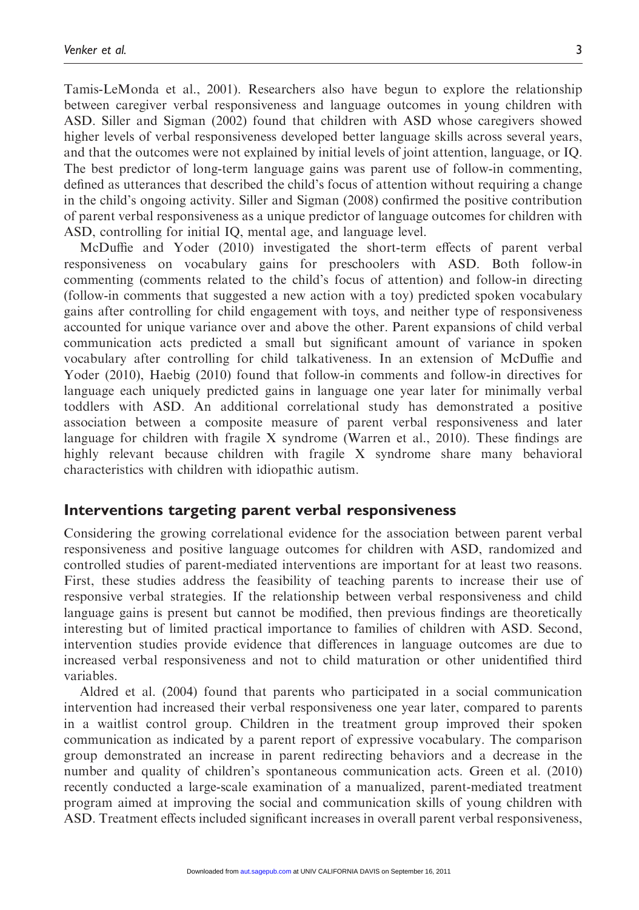Tamis-LeMonda et al., 2001). Researchers also have begun to explore the relationship between caregiver verbal responsiveness and language outcomes in young children with ASD. Siller and Sigman (2002) found that children with ASD whose caregivers showed higher levels of verbal responsiveness developed better language skills across several years, and that the outcomes were not explained by initial levels of joint attention, language, or IQ. The best predictor of long-term language gains was parent use of follow-in commenting, defined as utterances that described the child's focus of attention without requiring a change in the child's ongoing activity. Siller and Sigman (2008) confirmed the positive contribution of parent verbal responsiveness as a unique predictor of language outcomes for children with ASD, controlling for initial IQ, mental age, and language level.

McDuffie and Yoder (2010) investigated the short-term effects of parent verbal responsiveness on vocabulary gains for preschoolers with ASD. Both follow-in commenting (comments related to the child's focus of attention) and follow-in directing (follow-in comments that suggested a new action with a toy) predicted spoken vocabulary gains after controlling for child engagement with toys, and neither type of responsiveness accounted for unique variance over and above the other. Parent expansions of child verbal communication acts predicted a small but significant amount of variance in spoken vocabulary after controlling for child talkativeness. In an extension of McDuffie and Yoder (2010), Haebig (2010) found that follow-in comments and follow-in directives for language each uniquely predicted gains in language one year later for minimally verbal toddlers with ASD. An additional correlational study has demonstrated a positive association between a composite measure of parent verbal responsiveness and later language for children with fragile X syndrome (Warren et al., 2010). These findings are highly relevant because children with fragile X syndrome share many behavioral characteristics with children with idiopathic autism.

## Interventions targeting parent verbal responsiveness

Considering the growing correlational evidence for the association between parent verbal responsiveness and positive language outcomes for children with ASD, randomized and controlled studies of parent-mediated interventions are important for at least two reasons. First, these studies address the feasibility of teaching parents to increase their use of responsive verbal strategies. If the relationship between verbal responsiveness and child language gains is present but cannot be modified, then previous findings are theoretically interesting but of limited practical importance to families of children with ASD. Second, intervention studies provide evidence that differences in language outcomes are due to increased verbal responsiveness and not to child maturation or other unidentified third variables.

Aldred et al. (2004) found that parents who participated in a social communication intervention had increased their verbal responsiveness one year later, compared to parents in a waitlist control group. Children in the treatment group improved their spoken communication as indicated by a parent report of expressive vocabulary. The comparison group demonstrated an increase in parent redirecting behaviors and a decrease in the number and quality of children's spontaneous communication acts. Green et al. (2010) recently conducted a large-scale examination of a manualized, parent-mediated treatment program aimed at improving the social and communication skills of young children with ASD. Treatment effects included significant increases in overall parent verbal responsiveness,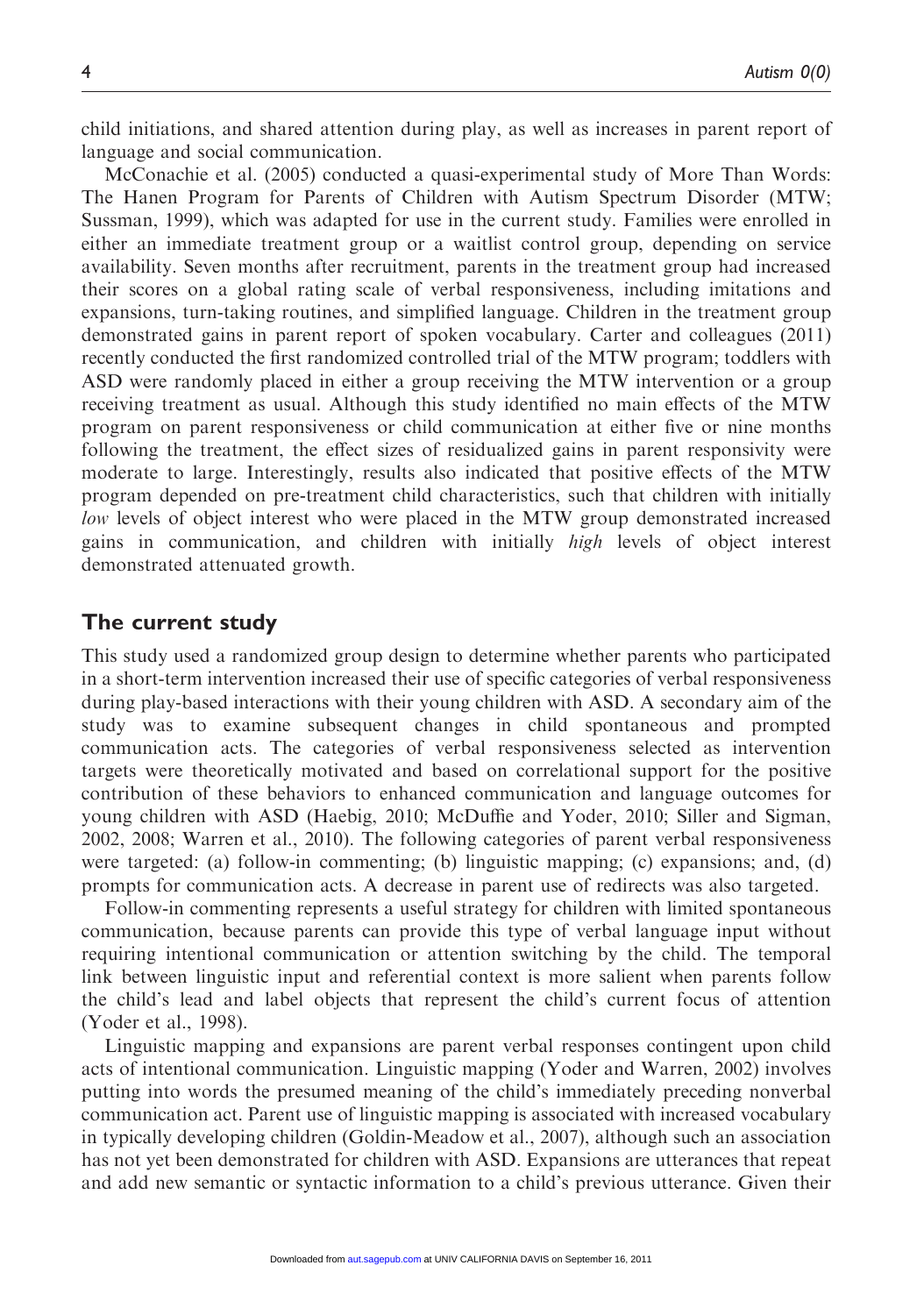child initiations, and shared attention during play, as well as increases in parent report of language and social communication.

McConachie et al. (2005) conducted a quasi-experimental study of More Than Words: The Hanen Program for Parents of Children with Autism Spectrum Disorder (MTW; Sussman, 1999), which was adapted for use in the current study. Families were enrolled in either an immediate treatment group or a waitlist control group, depending on service availability. Seven months after recruitment, parents in the treatment group had increased their scores on a global rating scale of verbal responsiveness, including imitations and expansions, turn-taking routines, and simplified language. Children in the treatment group demonstrated gains in parent report of spoken vocabulary. Carter and colleagues (2011) recently conducted the first randomized controlled trial of the MTW program; toddlers with ASD were randomly placed in either a group receiving the MTW intervention or a group receiving treatment as usual. Although this study identified no main effects of the MTW program on parent responsiveness or child communication at either five or nine months following the treatment, the effect sizes of residualized gains in parent responsivity were moderate to large. Interestingly, results also indicated that positive effects of the MTW program depended on pre-treatment child characteristics, such that children with initially *low* levels of object interest who were placed in the MTW group demonstrated increased gains in communication, and children with initially *high* levels of object interest demonstrated attenuated growth.

## The current study

This study used a randomized group design to determine whether parents who participated in a short-term intervention increased their use of specific categories of verbal responsiveness during play-based interactions with their young children with ASD. A secondary aim of the study was to examine subsequent changes in child spontaneous and prompted communication acts. The categories of verbal responsiveness selected as intervention targets were theoretically motivated and based on correlational support for the positive contribution of these behaviors to enhanced communication and language outcomes for young children with ASD (Haebig, 2010; McDuffie and Yoder, 2010; Siller and Sigman, 2002, 2008; Warren et al., 2010). The following categories of parent verbal responsiveness were targeted: (a) follow-in commenting; (b) linguistic mapping; (c) expansions; and, (d) prompts for communication acts. A decrease in parent use of redirects was also targeted.

Follow-in commenting represents a useful strategy for children with limited spontaneous communication, because parents can provide this type of verbal language input without requiring intentional communication or attention switching by the child. The temporal link between linguistic input and referential context is more salient when parents follow the child's lead and label objects that represent the child's current focus of attention (Yoder et al., 1998).

Linguistic mapping and expansions are parent verbal responses contingent upon child acts of intentional communication. Linguistic mapping (Yoder and Warren, 2002) involves putting into words the presumed meaning of the child's immediately preceding nonverbal communication act. Parent use of linguistic mapping is associated with increased vocabulary in typically developing children (Goldin-Meadow et al., 2007), although such an association has not yet been demonstrated for children with ASD. Expansions are utterances that repeat and add new semantic or syntactic information to a child's previous utterance. Given their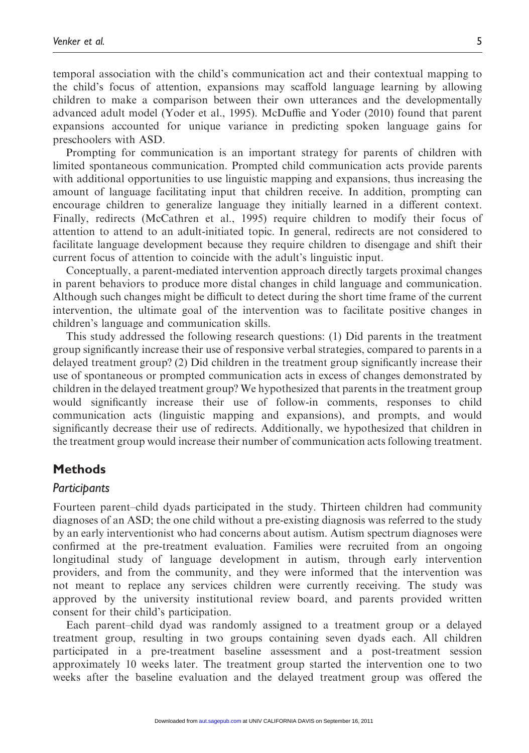temporal association with the child's communication act and their contextual mapping to the child's focus of attention, expansions may scaffold language learning by allowing children to make a comparison between their own utterances and the developmentally advanced adult model (Yoder et al., 1995). McDuffie and Yoder (2010) found that parent expansions accounted for unique variance in predicting spoken language gains for preschoolers with ASD.

Prompting for communication is an important strategy for parents of children with limited spontaneous communication. Prompted child communication acts provide parents with additional opportunities to use linguistic mapping and expansions, thus increasing the amount of language facilitating input that children receive. In addition, prompting can encourage children to generalize language they initially learned in a different context. Finally, redirects (McCathren et al., 1995) require children to modify their focus of attention to attend to an adult-initiated topic. In general, redirects are not considered to facilitate language development because they require children to disengage and shift their current focus of attention to coincide with the adult's linguistic input.

Conceptually, a parent-mediated intervention approach directly targets proximal changes in parent behaviors to produce more distal changes in child language and communication. Although such changes might be difficult to detect during the short time frame of the current intervention, the ultimate goal of the intervention was to facilitate positive changes in children's language and communication skills.

This study addressed the following research questions: (1) Did parents in the treatment group significantly increase their use of responsive verbal strategies, compared to parents in a delayed treatment group? (2) Did children in the treatment group significantly increase their use of spontaneous or prompted communication acts in excess of changes demonstrated by children in the delayed treatment group? We hypothesized that parents in the treatment group would significantly increase their use of follow-in comments, responses to child communication acts (linguistic mapping and expansions), and prompts, and would significantly decrease their use of redirects. Additionally, we hypothesized that children in the treatment group would increase their number of communication acts following treatment.

## Methods

### *Participants*

Fourteen parent–child dyads participated in the study. Thirteen children had community diagnoses of an ASD; the one child without a pre-existing diagnosis was referred to the study by an early interventionist who had concerns about autism. Autism spectrum diagnoses were confirmed at the pre-treatment evaluation. Families were recruited from an ongoing longitudinal study of language development in autism, through early intervention providers, and from the community, and they were informed that the intervention was not meant to replace any services children were currently receiving. The study was approved by the university institutional review board, and parents provided written consent for their child's participation.

Each parent–child dyad was randomly assigned to a treatment group or a delayed treatment group, resulting in two groups containing seven dyads each. All children participated in a pre-treatment baseline assessment and a post-treatment session approximately 10 weeks later. The treatment group started the intervention one to two weeks after the baseline evaluation and the delayed treatment group was offered the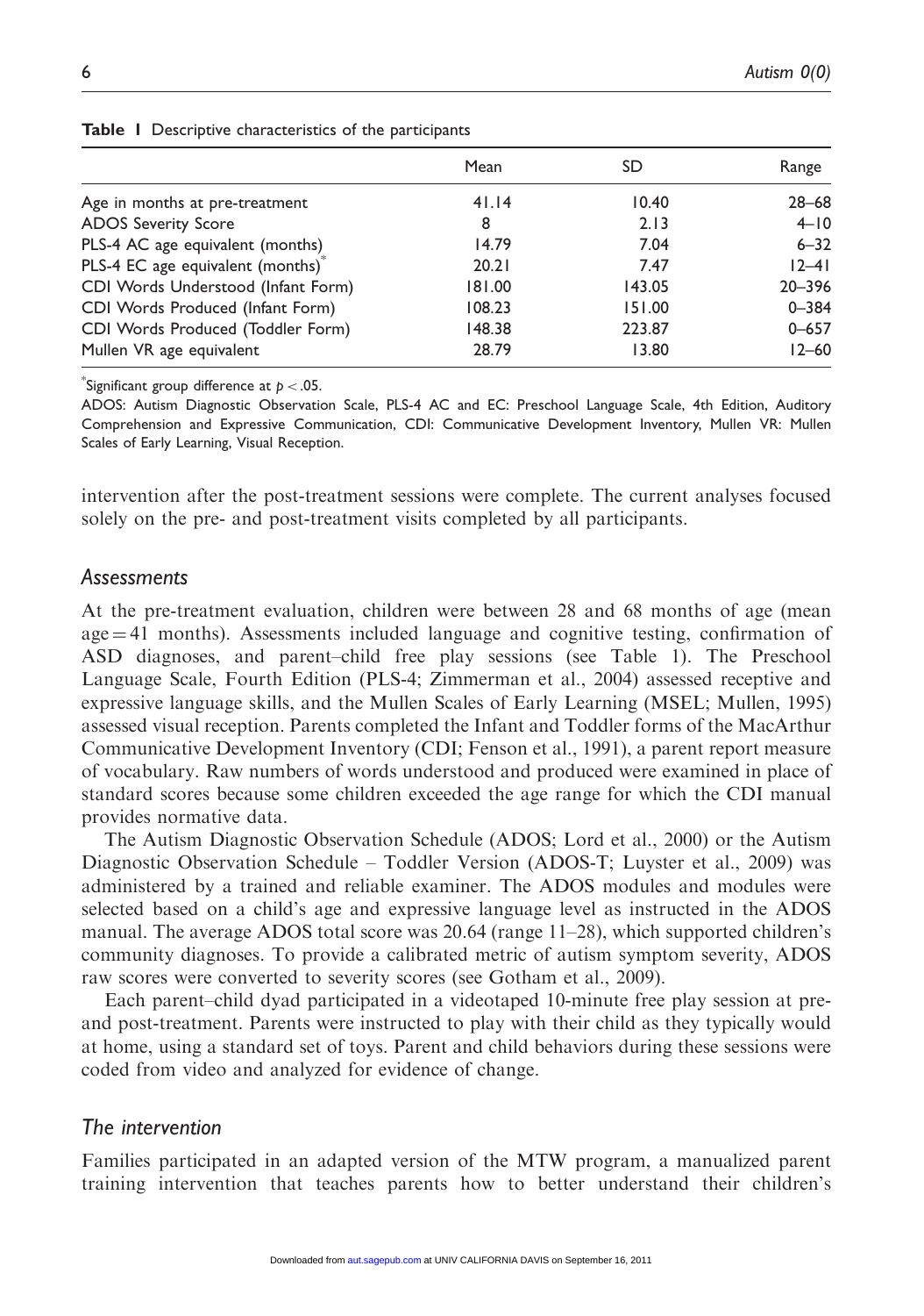**Table 1** Descriptive characteristics of the participants

| | Mean | SD | Range |
|---|---|---|---|
| Age in months at pre-treatment | 41.14 | 10.40 | 28–68 |
| ADOS Severity Score | 8 | 2.13 | 4–10 |
| PLS-4 AC age equivalent (months) | 14.79 | 7.04 | 6–32 |
| PLS-4 EC age equivalent (months)* | 20.21 | 7.47 | 12–41 |
| CDI Words Understood (Infant Form) | 181.00 | 143.05 | 20–396 |
| CDI Words Produced (Infant Form) | 108.23 | 151.00 | 0–384 |
| CDI Words Produced (Toddler Form) | 148.38 | 223.87 | 0–657 |
| Mullen VR age equivalent | 28.79 | 13.80 | 12–60 |

*Significant group difference at $p < .05$.

ADOS: Autism Diagnostic Observation Scale, PLS-4 AC and EC: Preschool Language Scale, 4th Edition, Auditory Comprehension and Expressive Communication, CDI: Communicative Development Inventory, Mullen VR: Mullen Scales of Early Learning, Visual Reception.

intervention after the post-treatment sessions were complete. The current analyses focused solely on the pre- and post-treatment visits completed by all participants.

### *Assessments*

At the pre-treatment evaluation, children were between 28 and 68 months of age (mean age = 41 months). Assessments included language and cognitive testing, confirmation of ASD diagnoses, and parent–child free play sessions (see Table 1). The Preschool Language Scale, Fourth Edition (PLS-4; Zimmerman et al., 2004) assessed receptive and expressive language skills, and the Mullen Scales of Early Learning (MSEL; Mullen, 1995) assessed visual reception. Parents completed the Infant and Toddler forms of the MacArthur Communicative Development Inventory (CDI; Fenson et al., 1991), a parent report measure of vocabulary. Raw numbers of words understood and produced were examined in place of standard scores because some children exceeded the age range for which the CDI manual provides normative data.

The Autism Diagnostic Observation Schedule (ADOS; Lord et al., 2000) or the Autism Diagnostic Observation Schedule – Toddler Version (ADOS-T; Luyster et al., 2009) was administered by a trained and reliable examiner. The ADOS modules and modules were selected based on a child's age and expressive language level as instructed in the ADOS manual. The average ADOS total score was 20.64 (range 11–28), which supported children's community diagnoses. To provide a calibrated metric of autism symptom severity, ADOS raw scores were converted to severity scores (see Gotham et al., 2009).

Each parent–child dyad participated in a videotaped 10-minute free play session at pre- and post-treatment. Parents were instructed to play with their child as they typically would at home, using a standard set of toys. Parent and child behaviors during these sessions were coded from video and analyzed for evidence of change.

### *The intervention*

Families participated in an adapted version of the MTW program, a manualized parent training intervention that teaches parents how to better understand their children's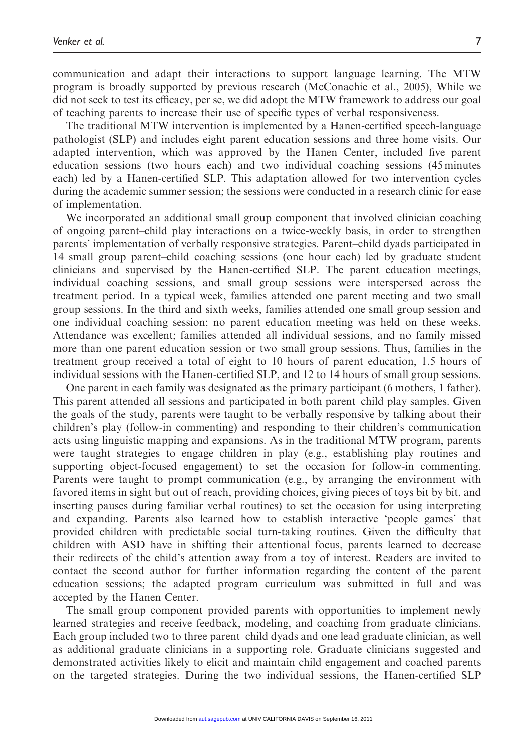communication and adapt their interactions to support language learning. The MTW program is broadly supported by previous research (McConachie et al., 2005), While we did not seek to test its efficacy, per se, we did adopt the MTW framework to address our goal of teaching parents to increase their use of specific types of verbal responsiveness.

The traditional MTW intervention is implemented by a Hanen-certified speech-language pathologist (SLP) and includes eight parent education sessions and three home visits. Our adapted intervention, which was approved by the Hanen Center, included five parent education sessions (two hours each) and two individual coaching sessions (45 minutes each) led by a Hanen-certified SLP. This adaptation allowed for two intervention cycles during the academic summer session; the sessions were conducted in a research clinic for ease of implementation.

We incorporated an additional small group component that involved clinician coaching of ongoing parent–child play interactions on a twice-weekly basis, in order to strengthen parents' implementation of verbally responsive strategies. Parent–child dyads participated in 14 small group parent–child coaching sessions (one hour each) led by graduate student clinicians and supervised by the Hanen-certified SLP. The parent education meetings, individual coaching sessions, and small group sessions were interspersed across the treatment period. In a typical week, families attended one parent meeting and two small group sessions. In the third and sixth weeks, families attended one small group session and one individual coaching session; no parent education meeting was held on these weeks. Attendance was excellent; families attended all individual sessions, and no family missed more than one parent education session or two small group sessions. Thus, families in the treatment group received a total of eight to 10 hours of parent education, 1.5 hours of individual sessions with the Hanen-certified SLP, and 12 to 14 hours of small group sessions.

One parent in each family was designated as the primary participant (6 mothers, 1 father). This parent attended all sessions and participated in both parent–child play samples. Given the goals of the study, parents were taught to be verbally responsive by talking about their children's play (follow-in commenting) and responding to their children's communication acts using linguistic mapping and expansions. As in the traditional MTW program, parents were taught strategies to engage children in play (e.g., establishing play routines and supporting object-focused engagement) to set the occasion for follow-in commenting. Parents were taught to prompt communication (e.g., by arranging the environment with favored items in sight but out of reach, providing choices, giving pieces of toys bit by bit, and inserting pauses during familiar verbal routines) to set the occasion for using interpreting and expanding. Parents also learned how to establish interactive 'people games' that provided children with predictable social turn-taking routines. Given the difficulty that children with ASD have in shifting their attentional focus, parents learned to decrease their redirects of the child's attention away from a toy of interest. Readers are invited to contact the second author for further information regarding the content of the parent education sessions; the adapted program curriculum was submitted in full and was accepted by the Hanen Center.

The small group component provided parents with opportunities to implement newly learned strategies and receive feedback, modeling, and coaching from graduate clinicians. Each group included two to three parent–child dyads and one lead graduate clinician, as well as additional graduate clinicians in a supporting role. Graduate clinicians suggested and demonstrated activities likely to elicit and maintain child engagement and coached parents on the targeted strategies. During the two individual sessions, the Hanen-certified SLP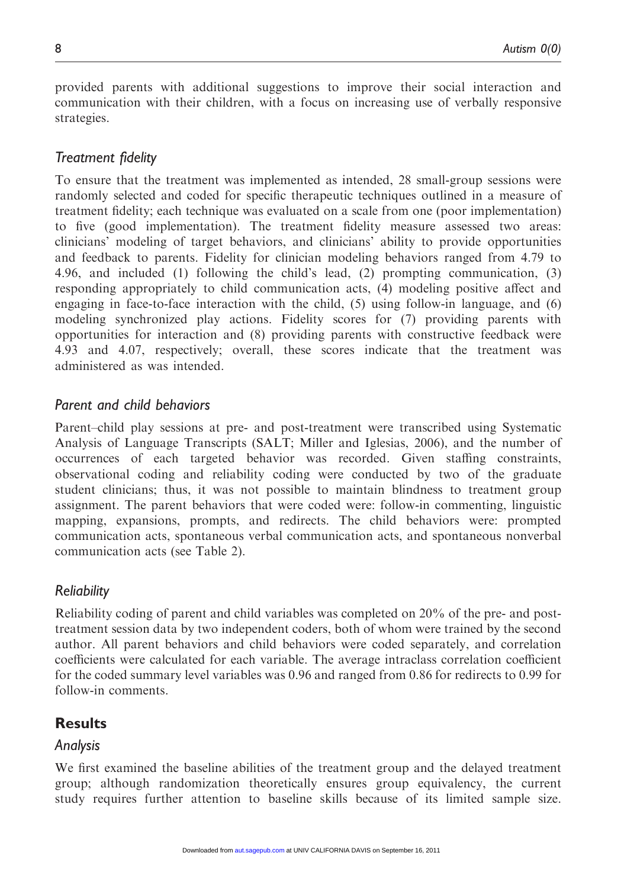provided parents with additional suggestions to improve their social interaction and communication with their children, with a focus on increasing use of verbally responsive strategies.

### *Treatment fidelity*

To ensure that the treatment was implemented as intended, 28 small-group sessions were randomly selected and coded for specific therapeutic techniques outlined in a measure of treatment fidelity; each technique was evaluated on a scale from one (poor implementation) to five (good implementation). The treatment fidelity measure assessed two areas: clinicians' modeling of target behaviors, and clinicians' ability to provide opportunities and feedback to parents. Fidelity for clinician modeling behaviors ranged from 4.79 to 4.96, and included (1) following the child's lead, (2) prompting communication, (3) responding appropriately to child communication acts, (4) modeling positive affect and engaging in face-to-face interaction with the child, (5) using follow-in language, and (6) modeling synchronized play actions. Fidelity scores for (7) providing parents with opportunities for interaction and (8) providing parents with constructive feedback were 4.93 and 4.07, respectively; overall, these scores indicate that the treatment was administered as was intended.

### *Parent and child behaviors*

Parent–child play sessions at pre- and post-treatment were transcribed using Systematic Analysis of Language Transcripts (SALT; Miller and Iglesias, 2006), and the number of occurrences of each targeted behavior was recorded. Given staffing constraints, observational coding and reliability coding were conducted by two of the graduate student clinicians; thus, it was not possible to maintain blindness to treatment group assignment. The parent behaviors that were coded were: follow-in commenting, linguistic mapping, expansions, prompts, and redirects. The child behaviors were: prompted communication acts, spontaneous verbal communication acts, and spontaneous nonverbal communication acts (see Table 2).

### *Reliability*

Reliability coding of parent and child variables was completed on 20% of the pre- and post-treatment session data by two independent coders, both of whom were trained by the second author. All parent behaviors and child behaviors were coded separately, and correlation coefficients were calculated for each variable. The average intraclass correlation coefficient for the coded summary level variables was 0.96 and ranged from 0.86 for redirects to 0.99 for follow-in comments.

## Results

### *Analysis*

We first examined the baseline abilities of the treatment group and the delayed treatment group; although randomization theoretically ensures group equivalency, the current study requires further attention to baseline skills because of its limited sample size.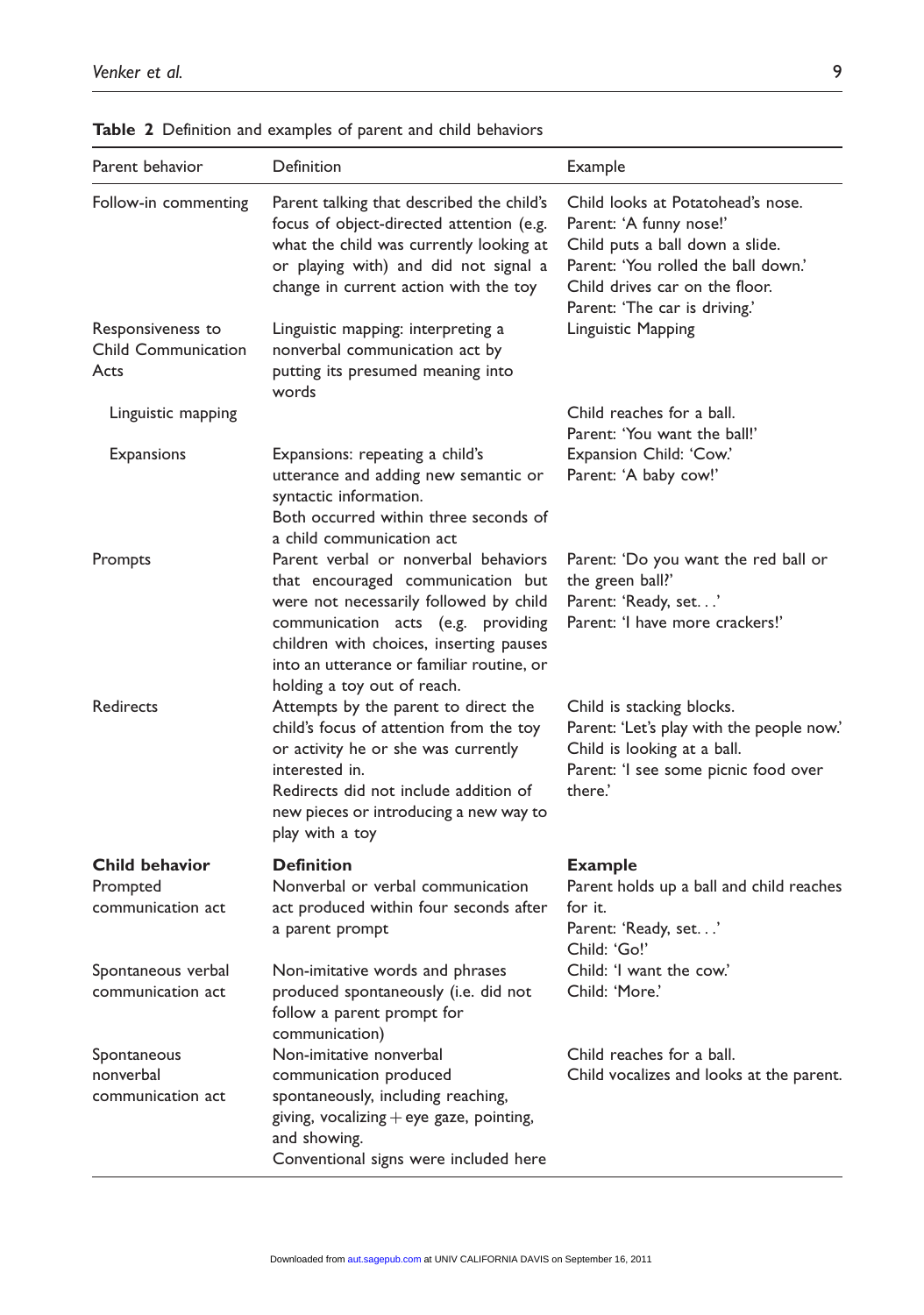**Table 2** Definition and examples of parent and child behaviors

| Parent behavior | Definition | Example |
|---|---|---|
| Follow-in commenting | Parent talking that described the child's focus of object-directed attention (e.g. what the child was currently looking at or playing with) and did not signal a change in current action with the toy | Child looks at Potatohead's nose. Parent: 'A funny nose!' Child puts a ball down a slide. Parent: 'You rolled the ball down.' Child drives car on the floor. Parent: 'The car is driving.' |
| Responsiveness to Child Communication Acts | Linguistic mapping: interpreting a nonverbal communication act by putting its presumed meaning into words | Linguistic Mapping |
| Linguistic mapping | | Child reaches for a ball. Parent: 'You want the ball!' |
| Expansions | Expansions: repeating a child's utterance and adding new semantic or syntactic information. Both occurred within three seconds of a child communication act | Expansion Child: 'Cow.' Parent: 'A baby cow!' |
| Prompts | Parent verbal or nonverbal behaviors that encouraged communication but were not necessarily followed by child communication acts (e.g. providing children with choices, inserting pauses into an utterance or familiar routine, or holding a toy out of reach. | Parent: 'Do you want the red ball or the green ball?' Parent: 'Ready, set. . .' Parent: 'I have more crackers!' |
| Redirects | Attempts by the parent to direct the child's focus of attention from the toy or activity he or she was currently interested in. Redirects did not include addition of new pieces or introducing a new way to play with a toy | Child is stacking blocks. Parent: 'Let's play with the people now.' Child is looking at a ball. Parent: 'I see some picnic food over there.' |
| **Child behavior** | **Definition** | **Example** |
| Prompted communication act | Nonverbal or verbal communication act produced within four seconds after a parent prompt | Parent holds up a ball and child reaches for it. Parent: 'Ready, set. . .' Child: 'Go!' |
| Spontaneous verbal communication act | Non-imitative words and phrases produced spontaneously (i.e. did not follow a parent prompt for communication) | Child: 'I want the cow.' Child: 'More.' |
| Spontaneous nonverbal communication act | Non-imitative nonverbal communication produced spontaneously, including reaching, giving, vocalizing + eye gaze, pointing, and showing. Conventional signs were included here | Child reaches for a ball. Child vocalizes and looks at the parent. |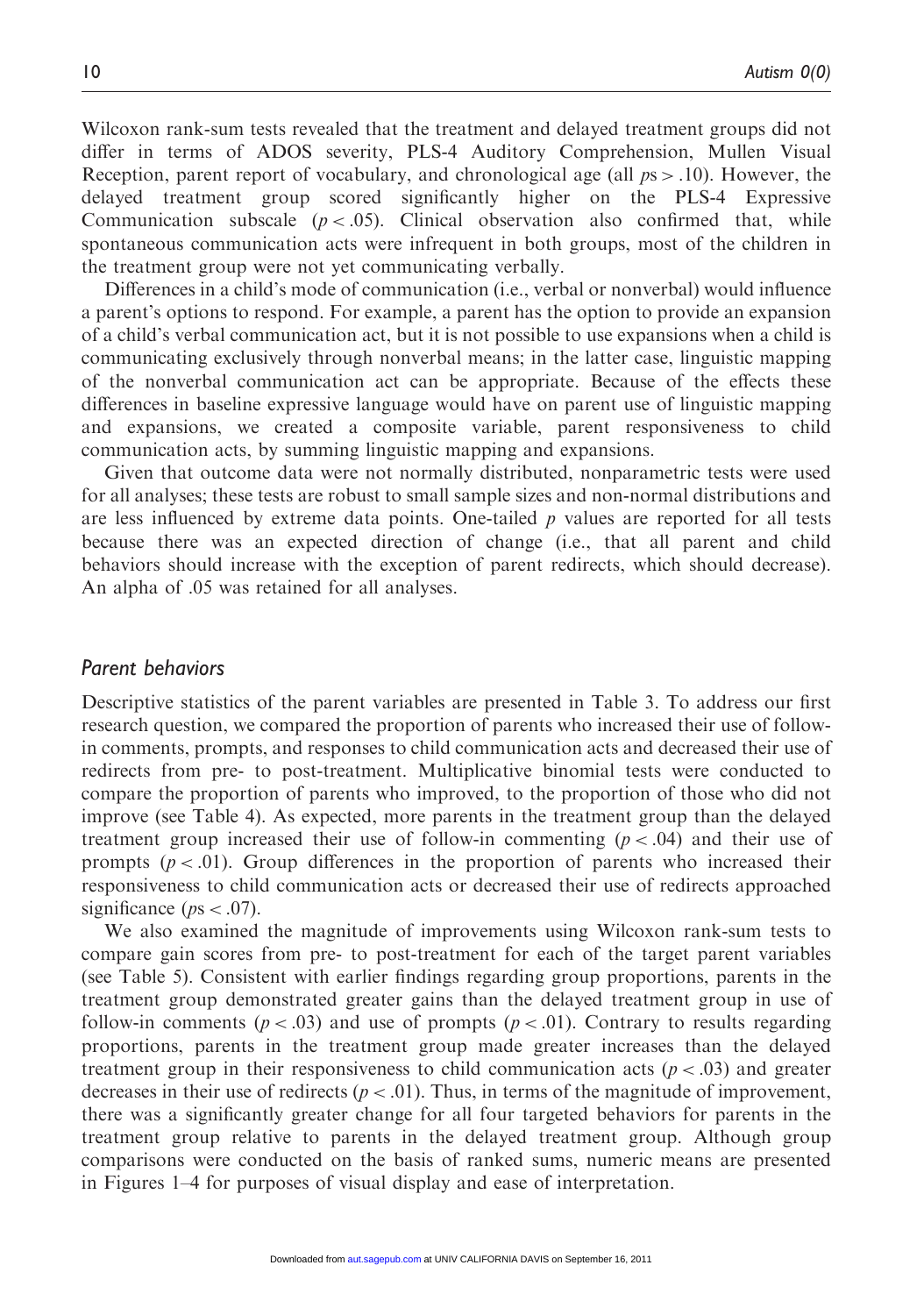Wilcoxon rank-sum tests revealed that the treatment and delayed treatment groups did not differ in terms of ADOS severity, PLS-4 Auditory Comprehension, Mullen Visual Reception, parent report of vocabulary, and chronological age (all $ps > .10$). However, the delayed treatment group scored significantly higher on the PLS-4 Expressive Communication subscale ($p < .05$). Clinical observation also confirmed that, while spontaneous communication acts were infrequent in both groups, most of the children in the treatment group were not yet communicating verbally.

Differences in a child's mode of communication (i.e., verbal or nonverbal) would influence a parent's options to respond. For example, a parent has the option to provide an expansion of a child's verbal communication act, but it is not possible to use expansions when a child is communicating exclusively through nonverbal means; in the latter case, linguistic mapping of the nonverbal communication act can be appropriate. Because of the effects these differences in baseline expressive language would have on parent use of linguistic mapping and expansions, we created a composite variable, parent responsiveness to child communication acts, by summing linguistic mapping and expansions.

Given that outcome data were not normally distributed, nonparametric tests were used for all analyses; these tests are robust to small sample sizes and non-normal distributions and are less influenced by extreme data points. One-tailed $p$ values are reported for all tests because there was an expected direction of change (i.e., that all parent and child behaviors should increase with the exception of parent redirects, which should decrease). An alpha of .05 was retained for all analyses.

## Parent behaviors

Descriptive statistics of the parent variables are presented in Table 3. To address our first research question, we compared the proportion of parents who increased their use of follow-in comments, prompts, and responses to child communication acts and decreased their use of redirects from pre- to post-treatment. Multiplicative binomial tests were conducted to compare the proportion of parents who improved, to the proportion of those who did not improve (see Table 4). As expected, more parents in the treatment group than the delayed treatment group increased their use of follow-in commenting ($p < .04$) and their use of prompts ($p < .01$). Group differences in the proportion of parents who increased their responsiveness to child communication acts or decreased their use of redirects approached significance ($ps < .07$).

We also examined the magnitude of improvements using Wilcoxon rank-sum tests to compare gain scores from pre- to post-treatment for each of the target parent variables (see Table 5). Consistent with earlier findings regarding group proportions, parents in the treatment group demonstrated greater gains than the delayed treatment group in use of follow-in comments ($p < .03$) and use of prompts ($p < .01$). Contrary to results regarding proportions, parents in the treatment group made greater increases than the delayed treatment group in their responsiveness to child communication acts ($p < .03$) and greater decreases in their use of redirects ($p < .01$). Thus, in terms of the magnitude of improvement, there was a significantly greater change for all four targeted behaviors for parents in the treatment group relative to parents in the delayed treatment group. Although group comparisons were conducted on the basis of ranked sums, numeric means are presented in Figures 1–4 for purposes of visual display and ease of interpretation.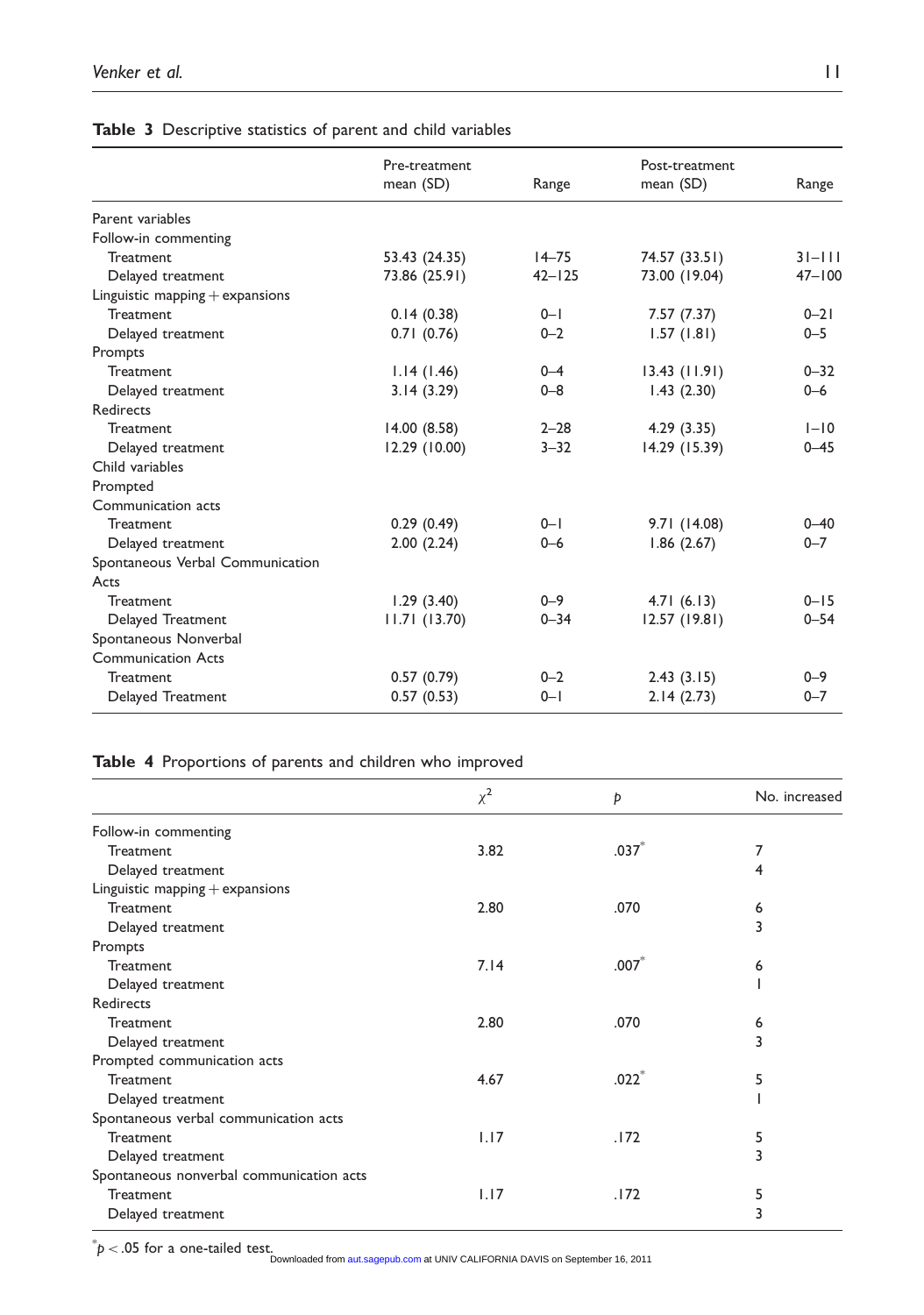**Table 3** Descriptive statistics of parent and child variables

| | Pre-treatment mean (SD) | Range | Post-treatment mean (SD) | Range |
|---|---|---|---|---|
| Parent variables | | | | |
| Follow-in commenting | | | | |
| Treatment | 53.43 (24.35) | 14–75 | 74.57 (33.51) | 31–111 |
| Delayed treatment | 73.86 (25.91) | 42–125 | 73.00 (19.04) | 47–100 |
| Linguistic mapping + expansions | | | | |
| Treatment | 0.14 (0.38) | 0–1 | 7.57 (7.37) | 0–21 |
| Delayed treatment | 0.71 (0.76) | 0–2 | 1.57 (1.81) | 0–5 |
| Prompts | | | | |
| Treatment | 1.14 (1.46) | 0–4 | 13.43 (11.91) | 0–32 |
| Delayed treatment | 3.14 (3.29) | 0–8 | 1.43 (2.30) | 0–6 |
| Redirects | | | | |
| Treatment | 14.00 (8.58) | 2–28 | 4.29 (3.35) | 1–10 |
| Delayed treatment | 12.29 (10.00) | 3–32 | 14.29 (15.39) | 0–45 |
| Child variables | | | | |
| Prompted Communication acts | | | | |
| Treatment | 0.29 (0.49) | 0–1 | 9.71 (14.08) | 0–40 |
| Delayed treatment | 2.00 (2.24) | 0–6 | 1.86 (2.67) | 0–7 |
| Spontaneous Verbal Communication Acts | | | | |
| Treatment | 1.29 (3.40) | 0–9 | 4.71 (6.13) | 0–15 |
| Delayed Treatment | 11.71 (13.70) | 0–34 | 12.57 (19.81) | 0–54 |
| Spontaneous Nonverbal Communication Acts | | | | |
| Treatment | 0.57 (0.79) | 0–2 | 2.43 (3.15) | 0–9 |
| Delayed Treatment | 0.57 (0.53) | 0–1 | 2.14 (2.73) | 0–7 |

**Table 4** Proportions of parents and children who improved

| | $\chi^2$ | $p$ | No. increased |
|---|---|---|---|
| Follow-in commenting | | | |
| Treatment | 3.82 | .037* | 7 |
| Delayed treatment | | | 4 |
| Linguistic mapping + expansions | | | |
| Treatment | 2.80 | .070 | 6 |
| Delayed treatment | | | 3 |
| Prompts | | | |
| Treatment | 7.14 | .007* | 6 |
| Delayed treatment | | | 1 |
| Redirects | | | |
| Treatment | 2.80 | .070 | 6 |
| Delayed treatment | | | 3 |
| Prompted communication acts | | | |
| Treatment | 4.67 | .022* | 5 |
| Delayed treatment | | | 1 |
| Spontaneous verbal communication acts | | | |
| Treatment | 1.17 | .172 | 5 |
| Delayed treatment | | | 3 |
| Spontaneous nonverbal communication acts | | | |
| Treatment | 1.17 | .172 | 5 |
| Delayed treatment | | | 3 |

*$p < .05$ for a one-tailed test.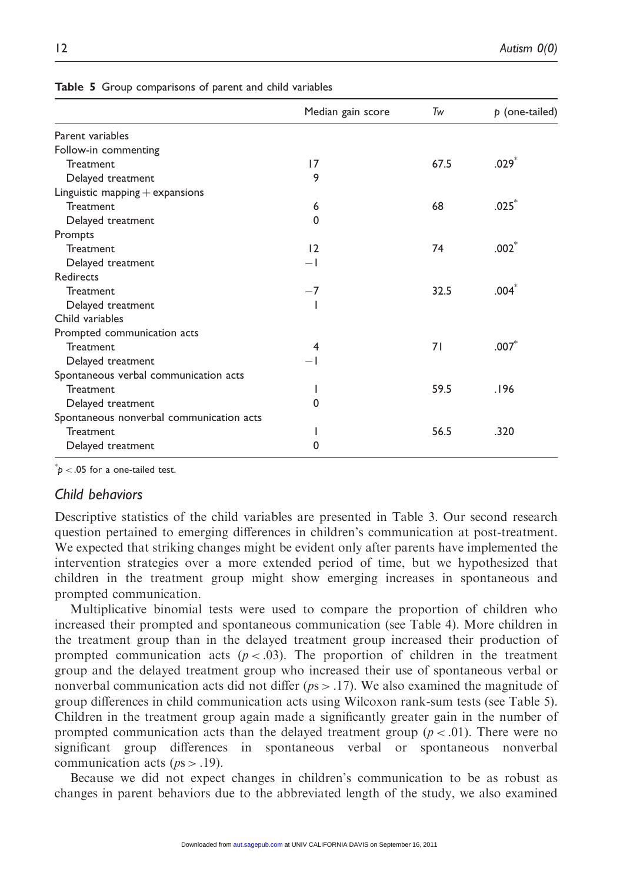**Table 5** Group comparisons of parent and child variables

| | Median gain score | *Tw* | *p* (one-tailed) |
|---|---|---|---|
| Parent variables | | | |
| Follow-in commenting | | | |
| Treatment | 17 | 67.5 | .029* |
| Delayed treatment | 9 | | |
| Linguistic mapping + expansions | | | |
| Treatment | 6 | 68 | .025* |
| Delayed treatment | 0 | | |
| Prompts | | | |
| Treatment | 12 | 74 | .002* |
| Delayed treatment | −1 | | |
| Redirects | | | |
| Treatment | −7 | 32.5 | .004* |
| Delayed treatment | 1 | | |
| Child variables | | | |
| Prompted communication acts | | | |
| Treatment | 4 | 71 | .007* |
| Delayed treatment | −1 | | |
| Spontaneous verbal communication acts | | | |
| Treatment | 1 | 59.5 | .196 |
| Delayed treatment | 0 | | |
| Spontaneous nonverbal communication acts | | | |
| Treatment | 1 | 56.5 | .320 |
| Delayed treatment | 0 | | |

*$p < .05$ for a one-tailed test.

### *Child behaviors*

Descriptive statistics of the child variables are presented in Table 3. Our second research question pertained to emerging differences in children's communication at post-treatment. We expected that striking changes might be evident only after parents have implemented the intervention strategies over a more extended period of time, but we hypothesized that children in the treatment group might show emerging increases in spontaneous and prompted communication.

Multiplicative binomial tests were used to compare the proportion of children who increased their prompted and spontaneous communication (see Table 4). More children in the treatment group than in the delayed treatment group increased their production of prompted communication acts ($p < .03$). The proportion of children in the treatment group and the delayed treatment group who increased their use of spontaneous verbal or nonverbal communication acts did not differ ($ps > .17$). We also examined the magnitude of group differences in child communication acts using Wilcoxon rank-sum tests (see Table 5). Children in the treatment group again made a significantly greater gain in the number of prompted communication acts than the delayed treatment group ($p < .01$). There were no significant group differences in spontaneous verbal or spontaneous nonverbal communication acts ($ps > .19$).

Because we did not expect changes in children's communication to be as robust as changes in parent behaviors due to the abbreviated length of the study, we also examined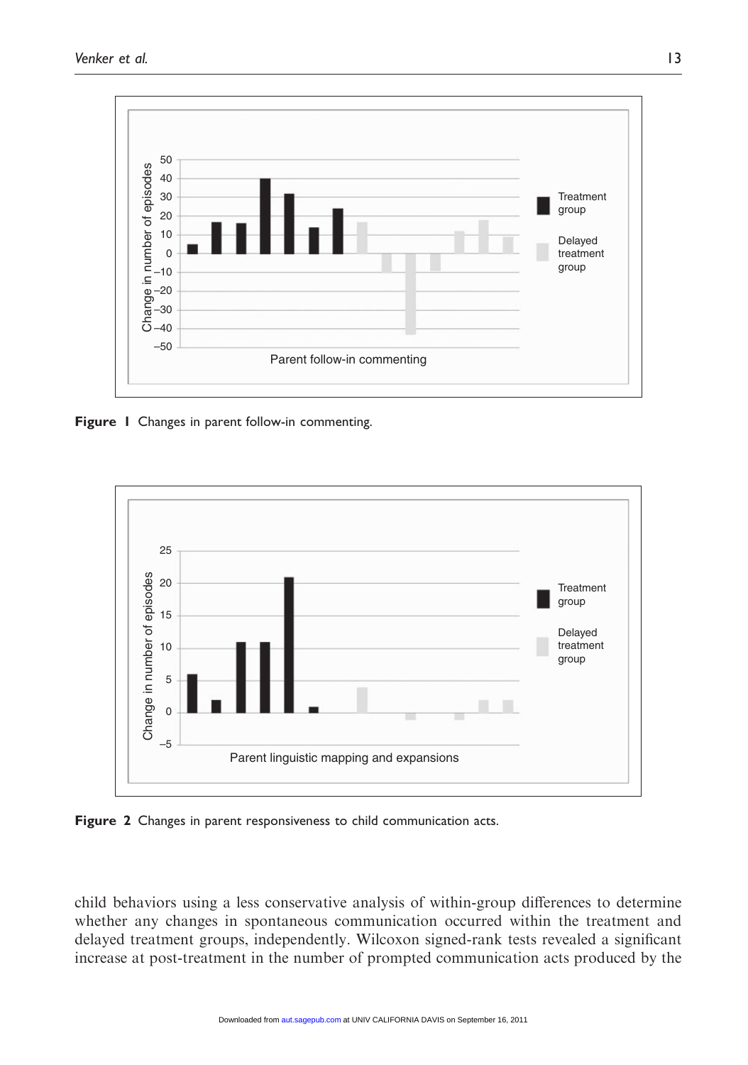Figure 1 Changes in parent follow-in commenting.

Figure 2 Changes in parent responsiveness to child communication acts.

child behaviors using a less conservative analysis of within-group differences to determine whether any changes in spontaneous communication occurred within the treatment and delayed treatment groups, independently. Wilcoxon signed-rank tests revealed a significant increase at post-treatment in the number of prompted communication acts produced by the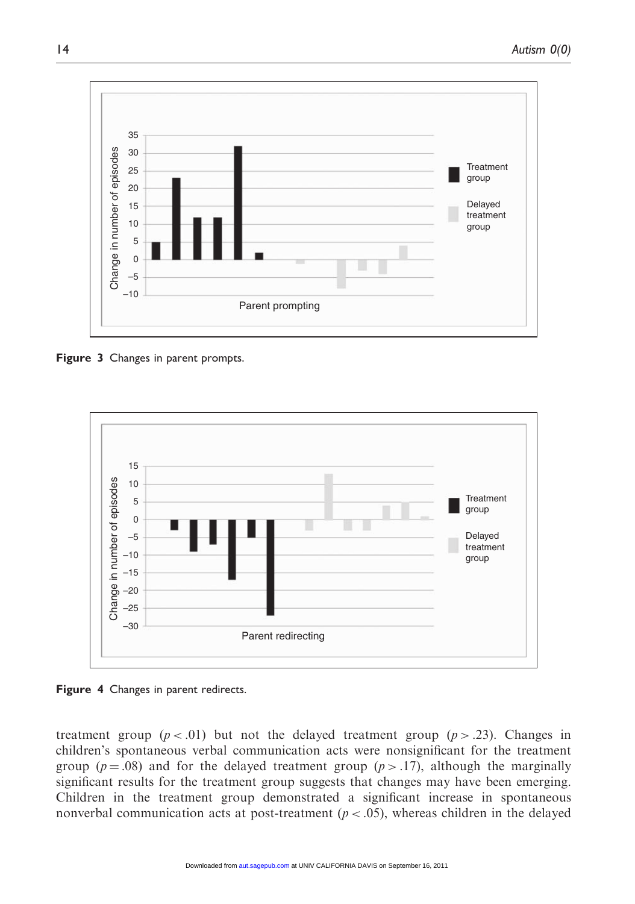**Figure 3** Changes in parent prompts.

**Figure 4** Changes in parent redirects.

treatment group ($p < .01$) but not the delayed treatment group ($p > .23$). Changes in children's spontaneous verbal communication acts were nonsignificant for the treatment group ($p = .08$) and for the delayed treatment group ($p > .17$), although the marginally significant results for the treatment group suggests that changes may have been emerging. Children in the treatment group demonstrated a significant increase in spontaneous nonverbal communication acts at post-treatment ($p < .05$), whereas children in the delayed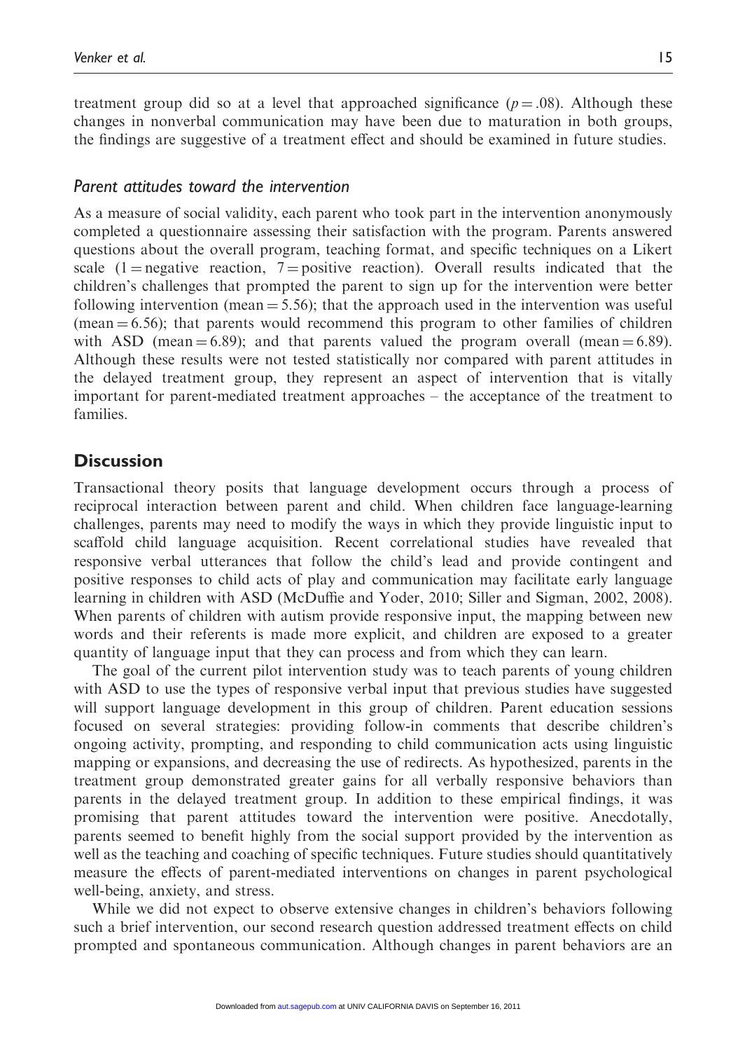treatment group did so at a level that approached significance ($p = .08$). Although these changes in nonverbal communication may have been due to maturation in both groups, the findings are suggestive of a treatment effect and should be examined in future studies.

### *Parent attitudes toward the intervention*

As a measure of social validity, each parent who took part in the intervention anonymously completed a questionnaire assessing their satisfaction with the program. Parents answered questions about the overall program, teaching format, and specific techniques on a Likert scale (1 = negative reaction, 7 = positive reaction). Overall results indicated that the children's challenges that prompted the parent to sign up for the intervention were better following intervention (mean = 5.56); that the approach used in the intervention was useful (mean = 6.56); that parents would recommend this program to other families of children with ASD (mean = 6.89); and that parents valued the program overall (mean = 6.89). Although these results were not tested statistically nor compared with parent attitudes in the delayed treatment group, they represent an aspect of intervention that is vitally important for parent-mediated treatment approaches – the acceptance of the treatment to families.

## Discussion

Transactional theory posits that language development occurs through a process of reciprocal interaction between parent and child. When children face language-learning challenges, parents may need to modify the ways in which they provide linguistic input to scaffold child language acquisition. Recent correlational studies have revealed that responsive verbal utterances that follow the child's lead and provide contingent and positive responses to child acts of play and communication may facilitate early language learning in children with ASD (McDuffie and Yoder, 2010; Siller and Sigman, 2002, 2008). When parents of children with autism provide responsive input, the mapping between new words and their referents is made more explicit, and children are exposed to a greater quantity of language input that they can process and from which they can learn.

The goal of the current pilot intervention study was to teach parents of young children with ASD to use the types of responsive verbal input that previous studies have suggested will support language development in this group of children. Parent education sessions focused on several strategies: providing follow-in comments that describe children's ongoing activity, prompting, and responding to child communication acts using linguistic mapping or expansions, and decreasing the use of redirects. As hypothesized, parents in the treatment group demonstrated greater gains for all verbally responsive behaviors than parents in the delayed treatment group. In addition to these empirical findings, it was promising that parent attitudes toward the intervention were positive. Anecdotally, parents seemed to benefit highly from the social support provided by the intervention as well as the teaching and coaching of specific techniques. Future studies should quantitatively measure the effects of parent-mediated interventions on changes in parent psychological well-being, anxiety, and stress.

While we did not expect to observe extensive changes in children's behaviors following such a brief intervention, our second research question addressed treatment effects on child prompted and spontaneous communication. Although changes in parent behaviors are an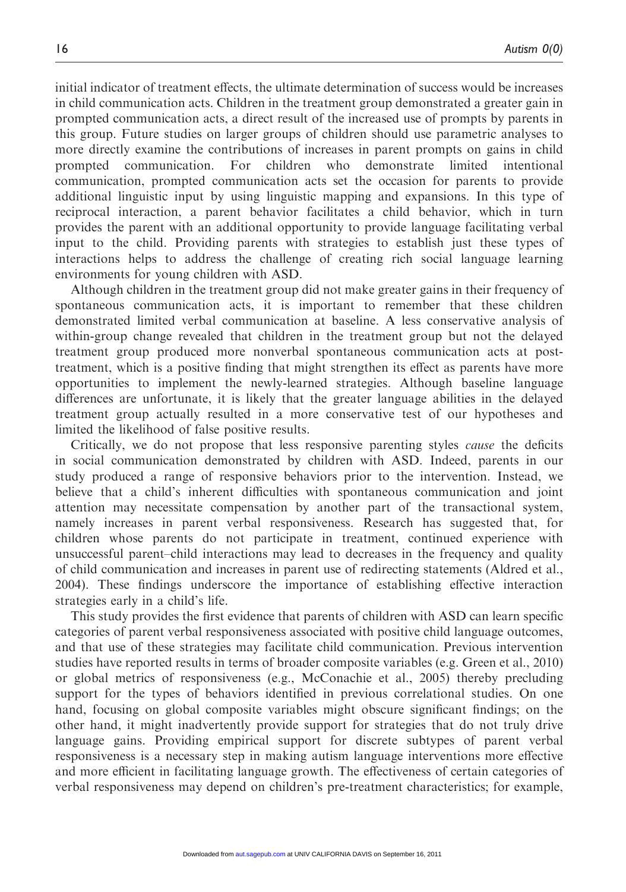initial indicator of treatment effects, the ultimate determination of success would be increases in child communication acts. Children in the treatment group demonstrated a greater gain in prompted communication acts, a direct result of the increased use of prompts by parents in this group. Future studies on larger groups of children should use parametric analyses to more directly examine the contributions of increases in parent prompts on gains in child prompted communication. For children who demonstrate limited intentional communication, prompted communication acts set the occasion for parents to provide additional linguistic input by using linguistic mapping and expansions. In this type of reciprocal interaction, a parent behavior facilitates a child behavior, which in turn provides the parent with an additional opportunity to provide language facilitating verbal input to the child. Providing parents with strategies to establish just these types of interactions helps to address the challenge of creating rich social language learning environments for young children with ASD.

Although children in the treatment group did not make greater gains in their frequency of spontaneous communication acts, it is important to remember that these children demonstrated limited verbal communication at baseline. A less conservative analysis of within-group change revealed that children in the treatment group but not the delayed treatment group produced more nonverbal spontaneous communication acts at post-treatment, which is a positive finding that might strengthen its effect as parents have more opportunities to implement the newly-learned strategies. Although baseline language differences are unfortunate, it is likely that the greater language abilities in the delayed treatment group actually resulted in a more conservative test of our hypotheses and limited the likelihood of false positive results.

Critically, we do not propose that less responsive parenting styles *cause* the deficits in social communication demonstrated by children with ASD. Indeed, parents in our study produced a range of responsive behaviors prior to the intervention. Instead, we believe that a child's inherent difficulties with spontaneous communication and joint attention may necessitate compensation by another part of the transactional system, namely increases in parent verbal responsiveness. Research has suggested that, for children whose parents do not participate in treatment, continued experience with unsuccessful parent–child interactions may lead to decreases in the frequency and quality of child communication and increases in parent use of redirecting statements (Aldred et al., 2004). These findings underscore the importance of establishing effective interaction strategies early in a child's life.

This study provides the first evidence that parents of children with ASD can learn specific categories of parent verbal responsiveness associated with positive child language outcomes, and that use of these strategies may facilitate child communication. Previous intervention studies have reported results in terms of broader composite variables (e.g. Green et al., 2010) or global metrics of responsiveness (e.g., McConachie et al., 2005) thereby precluding support for the types of behaviors identified in previous correlational studies. On one hand, focusing on global composite variables might obscure significant findings; on the other hand, it might inadvertently provide support for strategies that do not truly drive language gains. Providing empirical support for discrete subtypes of parent verbal responsiveness is a necessary step in making autism language interventions more effective and more efficient in facilitating language growth. The effectiveness of certain categories of verbal responsiveness may depend on children's pre-treatment characteristics; for example,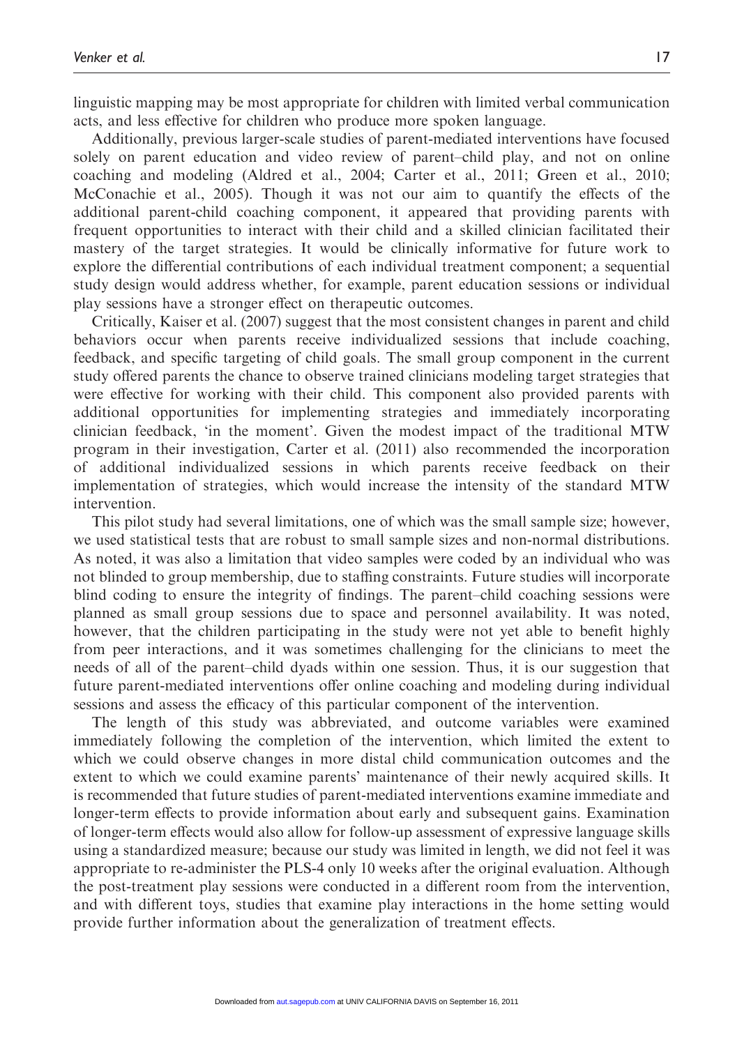linguistic mapping may be most appropriate for children with limited verbal communication acts, and less effective for children who produce more spoken language.

Additionally, previous larger-scale studies of parent-mediated interventions have focused solely on parent education and video review of parent–child play, and not on online coaching and modeling (Aldred et al., 2004; Carter et al., 2011; Green et al., 2010; McConachie et al., 2005). Though it was not our aim to quantify the effects of the additional parent-child coaching component, it appeared that providing parents with frequent opportunities to interact with their child and a skilled clinician facilitated their mastery of the target strategies. It would be clinically informative for future work to explore the differential contributions of each individual treatment component; a sequential study design would address whether, for example, parent education sessions or individual play sessions have a stronger effect on therapeutic outcomes.

Critically, Kaiser et al. (2007) suggest that the most consistent changes in parent and child behaviors occur when parents receive individualized sessions that include coaching, feedback, and specific targeting of child goals. The small group component in the current study offered parents the chance to observe trained clinicians modeling target strategies that were effective for working with their child. This component also provided parents with additional opportunities for implementing strategies and immediately incorporating clinician feedback, 'in the moment'. Given the modest impact of the traditional MTW program in their investigation, Carter et al. (2011) also recommended the incorporation of additional individualized sessions in which parents receive feedback on their implementation of strategies, which would increase the intensity of the standard MTW intervention.

This pilot study had several limitations, one of which was the small sample size; however, we used statistical tests that are robust to small sample sizes and non-normal distributions. As noted, it was also a limitation that video samples were coded by an individual who was not blinded to group membership, due to staffing constraints. Future studies will incorporate blind coding to ensure the integrity of findings. The parent–child coaching sessions were planned as small group sessions due to space and personnel availability. It was noted, however, that the children participating in the study were not yet able to benefit highly from peer interactions, and it was sometimes challenging for the clinicians to meet the needs of all of the parent–child dyads within one session. Thus, it is our suggestion that future parent-mediated interventions offer online coaching and modeling during individual sessions and assess the efficacy of this particular component of the intervention.

The length of this study was abbreviated, and outcome variables were examined immediately following the completion of the intervention, which limited the extent to which we could observe changes in more distal child communication outcomes and the extent to which we could examine parents' maintenance of their newly acquired skills. It is recommended that future studies of parent-mediated interventions examine immediate and longer-term effects to provide information about early and subsequent gains. Examination of longer-term effects would also allow for follow-up assessment of expressive language skills using a standardized measure; because our study was limited in length, we did not feel it was appropriate to re-administer the PLS-4 only 10 weeks after the original evaluation. Although the post-treatment play sessions were conducted in a different room from the intervention, and with different toys, studies that examine play interactions in the home setting would provide further information about the generalization of treatment effects.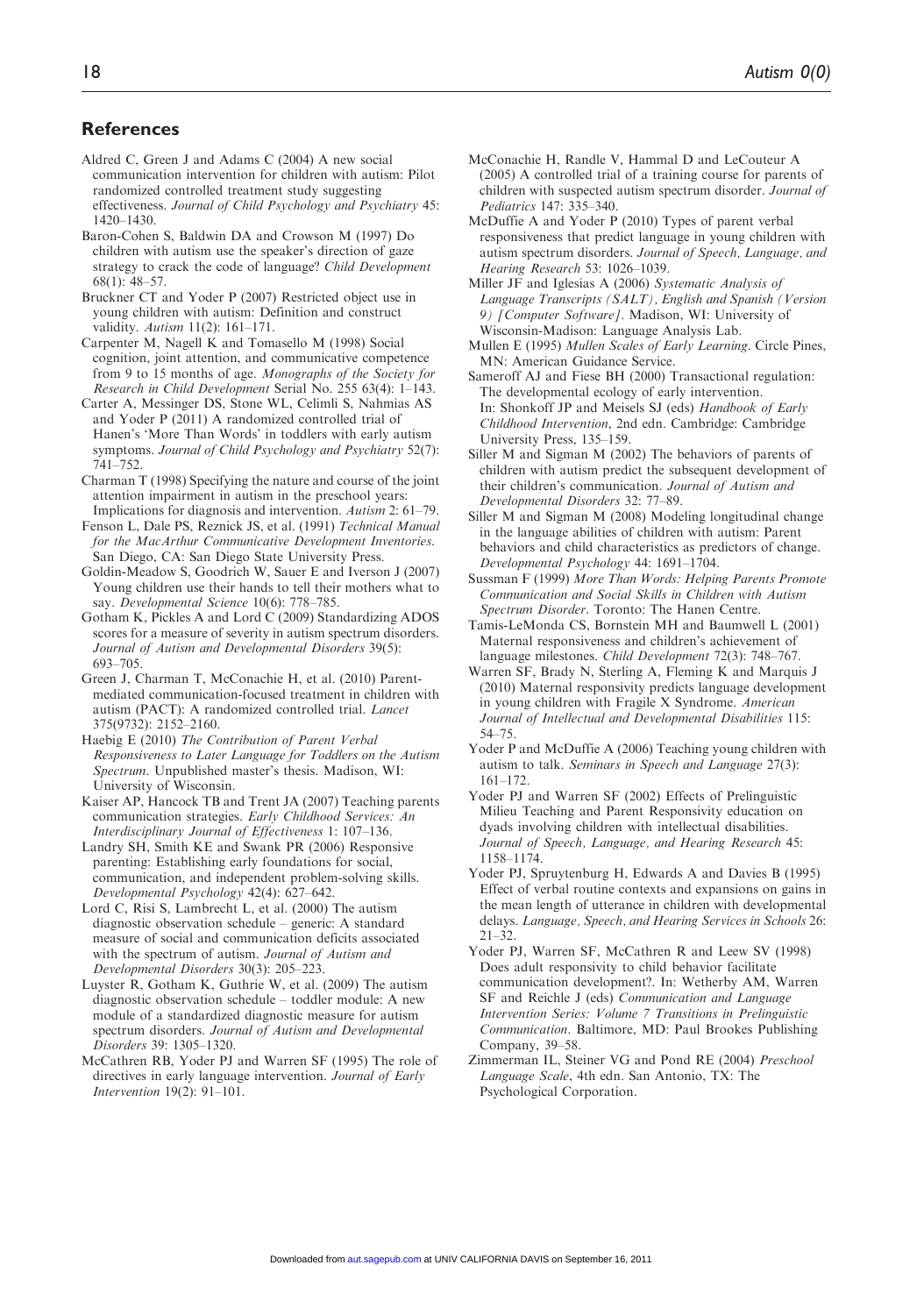## References

Aldred C, Green J and Adams C (2004) A new social communication intervention for children with autism: Pilot randomized controlled treatment study suggesting effectiveness. *Journal of Child Psychology and Psychiatry* 45: 1420–1430.

Baron-Cohen S, Baldwin DA and Crowson M (1997) Do children with autism use the speaker's direction of gaze strategy to crack the code of language? *Child Development* 68(1): 48–57.

Bruckner CT and Yoder P (2007) Restricted object use in young children with autism: Definition and construct validity. *Autism* 11(2): 161–171.

Carpenter M, Nagell K and Tomasello M (1998) Social cognition, joint attention, and communicative competence from 9 to 15 months of age. *Monographs of the Society for Research in Child Development* Serial No. 255 63(4): 1–143.

Carter A, Messinger DS, Stone WL, Celimli S, Nahmias AS and Yoder P (2011) A randomized controlled trial of Hanen's 'More Than Words' in toddlers with early autism symptoms. *Journal of Child Psychology and Psychiatry* 52(7): 741–752.

Charman T (1998) Specifying the nature and course of the joint attention impairment in autism in the preschool years: Implications for diagnosis and intervention. *Autism* 2: 61–79.

Fenson L, Dale PS, Reznick JS, et al. (1991) *Technical Manual for the MacArthur Communicative Development Inventories*. San Diego, CA: San Diego State University Press.

Goldin-Meadow S, Goodrich W, Sauer E and Iverson J (2007) Young children use their hands to tell their mothers what to say. *Developmental Science* 10(6): 778–785.

Gotham K, Pickles A and Lord C (2009) Standardizing ADOS scores for a measure of severity in autism spectrum disorders. *Journal of Autism and Developmental Disorders* 39(5): 693–705.

Green J, Charman T, McConachie H, et al. (2010) Parent-mediated communication-focused treatment in children with autism (PACT): A randomized controlled trial. *Lancet* 375(9732): 2152–2160.

Haebig E (2010) *The Contribution of Parent Verbal Responsiveness to Later Language for Toddlers on the Autism Spectrum*. Unpublished master's thesis. Madison, WI: University of Wisconsin.

Kaiser AP, Hancock TB and Trent JA (2007) Teaching parents communication strategies. *Early Childhood Services: An Interdisciplinary Journal of Effectiveness* 1: 107–136.

Landry SH, Smith KE and Swank PR (2006) Responsive parenting: Establishing early foundations for social, communication, and independent problem-solving skills. *Developmental Psychology* 42(4): 627–642.

Lord C, Risi S, Lambrecht L, et al. (2000) The autism diagnostic observation schedule – generic: A standard measure of social and communication deficits associated with the spectrum of autism. *Journal of Autism and Developmental Disorders* 30(3): 205–223.

Luyster R, Gotham K, Guthrie W, et al. (2009) The autism diagnostic observation schedule – toddler module: A new module of a standardized diagnostic measure for autism spectrum disorders. *Journal of Autism and Developmental Disorders* 39: 1305–1320.

McCathren RB, Yoder PJ and Warren SF (1995) The role of directives in early language intervention. *Journal of Early Intervention* 19(2): 91–101.

McConachie H, Randle V, Hammal D and LeCouteur A (2005) A controlled trial of a training course for parents of children with suspected autism spectrum disorder. *Journal of Pediatrics* 147: 335–340.

McDuffie A and Yoder P (2010) Types of parent verbal responsiveness that predict language in young children with autism spectrum disorders. *Journal of Speech, Language, and Hearing Research* 53: 1026–1039.

Miller JF and Iglesias A (2006) *Systematic Analysis of Language Transcripts (SALT), English and Spanish (Version 9) [Computer Software]*. Madison, WI: University of Wisconsin-Madison: Language Analysis Lab.

Mullen E (1995) *Mullen Scales of Early Learning*. Circle Pines, MN: American Guidance Service.

Sameroff AJ and Fiese BH (2000) Transactional regulation: The developmental ecology of early intervention. In: Shonkoff JP and Meisels SJ (eds) *Handbook of Early Childhood Intervention*, 2nd edn. Cambridge: Cambridge University Press, 135–159.

Siller M and Sigman M (2002) The behaviors of parents of children with autism predict the subsequent development of their children's communication. *Journal of Autism and Developmental Disorders* 32: 77–89.

Siller M and Sigman M (2008) Modeling longitudinal change in the language abilities of children with autism: Parent behaviors and child characteristics as predictors of change. *Developmental Psychology* 44: 1691–1704.

Sussman F (1999) *More Than Words: Helping Parents Promote Communication and Social Skills in Children with Autism Spectrum Disorder*. Toronto: The Hanen Centre.

Tamis-LeMonda CS, Bornstein MH and Baumwell L (2001) Maternal responsiveness and children's achievement of language milestones. *Child Development* 72(3): 748–767.

Warren SF, Brady N, Sterling A, Fleming K and Marquis J (2010) Maternal responsivity predicts language development in young children with Fragile X Syndrome. *American Journal of Intellectual and Developmental Disabilities* 115: 54–75.

Yoder P and McDuffie A (2006) Teaching young children with autism to talk. *Seminars in Speech and Language* 27(3): 161–172.

Yoder PJ and Warren SF (2002) Effects of Prelinguistic Milieu Teaching and Parent Responsivity education on dyads involving children with intellectual disabilities. *Journal of Speech, Language, and Hearing Research* 45: 1158–1174.

Yoder PJ, Spruytenburg H, Edwards A and Davies B (1995) Effect of verbal routine contexts and expansions on gains in the mean length of utterance in children with developmental delays. *Language, Speech, and Hearing Services in Schools* 26: 21–32.

Yoder PJ, Warren SF, McCathren R and Leew SV (1998) Does adult responsivity to child behavior facilitate communication development?. In: Wetherby AM, Warren SF and Reichle J (eds) *Communication and Language Intervention Series: Volume 7 Transitions in Prelinguistic Communication*. Baltimore, MD: Paul Brookes Publishing Company, 39–58.

Zimmerman IL, Steiner VG and Pond RE (2004) *Preschool Language Scale*, 4th edn. San Antonio, TX: The Psychological Corporation.